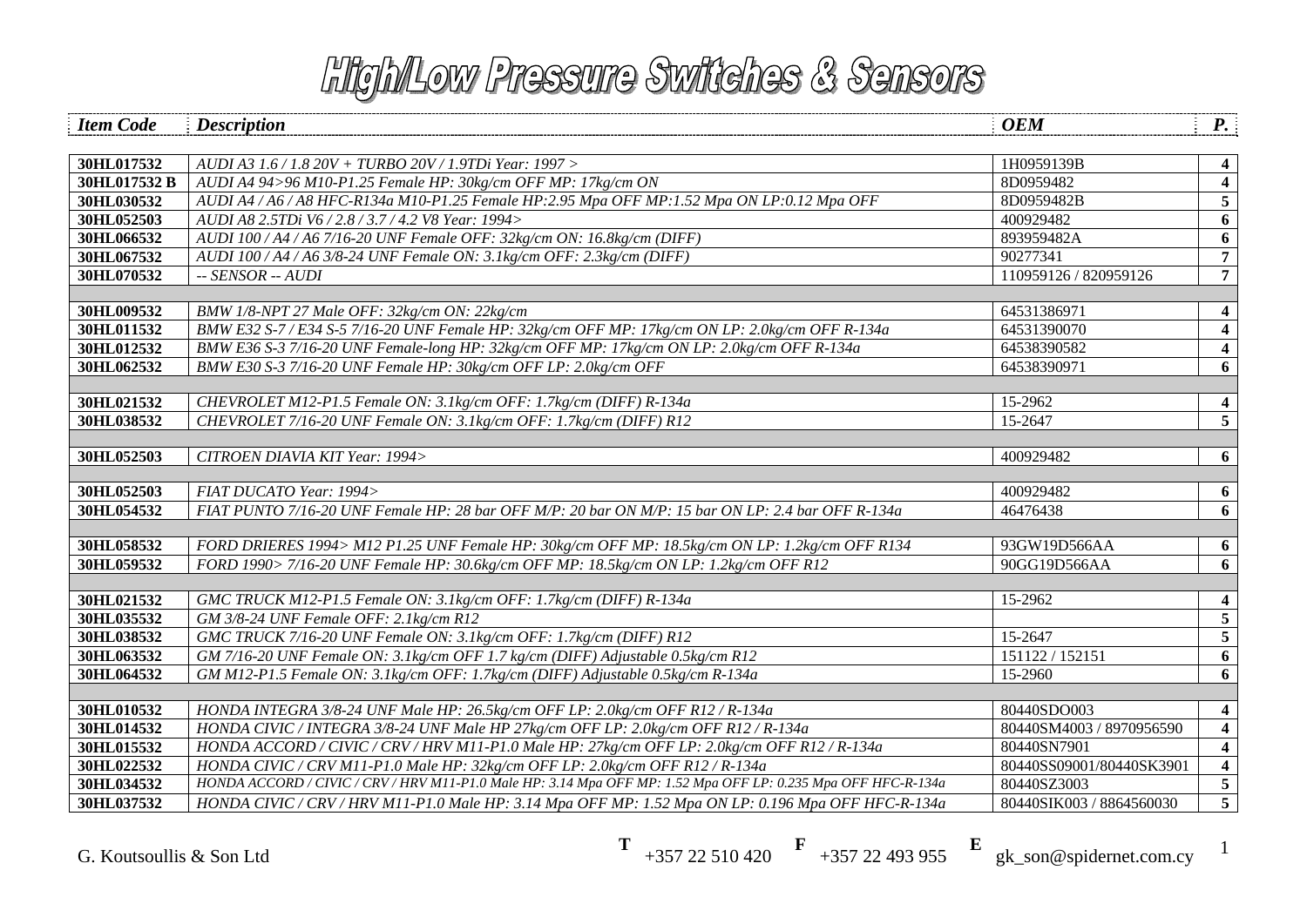# High/Low Pressure Switches & Sensors

| Item Code | Description | OEM | P. |
|---|---|---|---|
| 30HL017532 | AUDI A3 1.6 / 1.8 20V + TURBO 20V / 1.9TDi Year: 1997 > | 1H0959139B | 4 |
| 30HL017532 B | AUDI A4 94>96 M10-P1.25 Female HP: 30kg/cm OFF MP: 17kg/cm ON | 8D0959482 | 4 |
| 30HL030532 | AUDI A4 / A6 / A8 HFC-R134a M10-P1.25 Female HP:2.95 Mpa OFF MP:1.52 Mpa ON LP:0.12 Mpa OFF | 8D0959482B | 5 |
| 30HL052503 | AUDI A8 2.5TDi V6 / 2.8 / 3.7 / 4.2 V8 Year: 1994> | 400929482 | 6 |
| 30HL066532 | AUDI 100 / A4 / A6 7/16-20 UNF Female OFF: 32kg/cm ON: 16.8kg/cm (DIFF) | 893959482A | 6 |
| 30HL067532 | AUDI 100 / A4 / A6 3/8-24 UNF Female ON: 3.1kg/cm OFF: 2.3kg/cm (DIFF) | 90277341 | 7 |
| 30HL070532 | -- SENSOR -- AUDI | 110959126 / 820959126 | 7 |
| | | | |
| 30HL009532 | BMW 1/8-NPT 27 Male OFF: 32kg/cm ON: 22kg/cm | 64531386971 | 4 |
| 30HL011532 | BMW E32 S-7 / E34 S-5 7/16-20 UNF Female HP: 32kg/cm OFF MP: 17kg/cm ON LP: 2.0kg/cm OFF R-134a | 64531390070 | 4 |
| 30HL012532 | BMW E36 S-3 7/16-20 UNF Female-long HP: 32kg/cm OFF MP: 17kg/cm ON LP: 2.0kg/cm OFF R-134a | 64538390582 | 4 |
| 30HL062532 | BMW E30 S-3 7/16-20 UNF Female HP: 30kg/cm OFF LP: 2.0kg/cm OFF | 64538390971 | 6 |
| | | | |
| 30HL021532 | CHEVROLET M12-P1.5 Female ON: 3.1kg/cm OFF: 1.7kg/cm (DIFF) R-134a | 15-2962 | 4 |
| 30HL038532 | CHEVROLET 7/16-20 UNF Female ON: 3.1kg/cm OFF: 1.7kg/cm (DIFF) R12 | 15-2647 | 5 |
| | | | |
| 30HL052503 | CITROEN DIAVIA KIT Year: 1994> | 400929482 | 6 |
| | | | |
| 30HL052503 | FIAT DUCATO Year: 1994> | 400929482 | 6 |
| 30HL054532 | FIAT PUNTO 7/16-20 UNF Female HP: 28 bar OFF M/P: 20 bar ON M/P: 15 bar ON LP: 2.4 bar OFF R-134a | 46476438 | 6 |
| | | | |
| 30HL058532 | FORD DRIERES 1994> M12 P1.25 UNF Female HP: 30kg/cm OFF MP: 18.5kg/cm ON LP: 1.2kg/cm OFF R134 | 93GW19D566AA | 6 |
| 30HL059532 | FORD 1990> 7/16-20 UNF Female HP: 30.6kg/cm OFF MP: 18.5kg/cm ON LP: 1.2kg/cm OFF R12 | 90GG19D566AA | 6 |
| | | | |
| 30HL021532 | GMC TRUCK M12-P1.5 Female ON: 3.1kg/cm OFF: 1.7kg/cm (DIFF) R-134a | 15-2962 | 4 |
| 30HL035532 | GM 3/8-24 UNF Female OFF: 2.1kg/cm R12 | | 5 |
| 30HL038532 | GMC TRUCK 7/16-20 UNF Female ON: 3.1kg/cm OFF: 1.7kg/cm (DIFF) R12 | 15-2647 | 5 |
| 30HL063532 | GM 7/16-20 UNF Female ON: 3.1kg/cm OFF 1.7 kg/cm (DIFF) Adjustable 0.5kg/cm R12 | 151122 / 152151 | 6 |
| 30HL064532 | GM M12-P1.5 Female ON: 3.1kg/cm OFF: 1.7kg/cm (DIFF) Adjustable 0.5kg/cm R-134a | 15-2960 | 6 |
| | | | |
| 30HL010532 | HONDA INTEGRA 3/8-24 UNF Male HP: 26.5kg/cm OFF LP: 2.0kg/cm OFF R12 / R-134a | 80440SDO003 | 4 |
| 30HL014532 | HONDA CIVIC / INTEGRA 3/8-24 UNF Male HP 27kg/cm OFF LP: 2.0kg/cm OFF R12 / R-134a | 80440SM4003 / 8970956590 | 4 |
| 30HL015532 | HONDA ACCORD / CIVIC / CRV / HRV M11-P1.0 Male HP: 27kg/cm OFF LP: 2.0kg/cm OFF R12 / R-134a | 80440SN7901 | 4 |
| 30HL022532 | HONDA CIVIC / CRV M11-P1.0 Male HP: 32kg/cm OFF LP: 2.0kg/cm OFF R12 / R-134a | 80440SS09001/80440SK3901 | 4 |
| 30HL034532 | HONDA ACCORD / CIVIC / CRV / HRV M11-P1.0 Male HP: 3.14 Mpa OFF MP: 1.52 Mpa OFF LP: 0.235 Mpa OFF HFC-R134a | 80440SZ3003 | 5 |
| 30HL037532 | HONDA CIVIC / CRV / HRV M11-P1.0 Male HP: 3.14 Mpa OFF MP: 1.52 Mpa ON LP: 0.196 Mpa OFF HFC-R134a | 80440SIK003 / 8864560030 | 5 |

G. Koutsoullis & Son Ltd **T** +357 22 510 420 **F** +357 22 493 955 **E** gk_son@spidernet.com.cy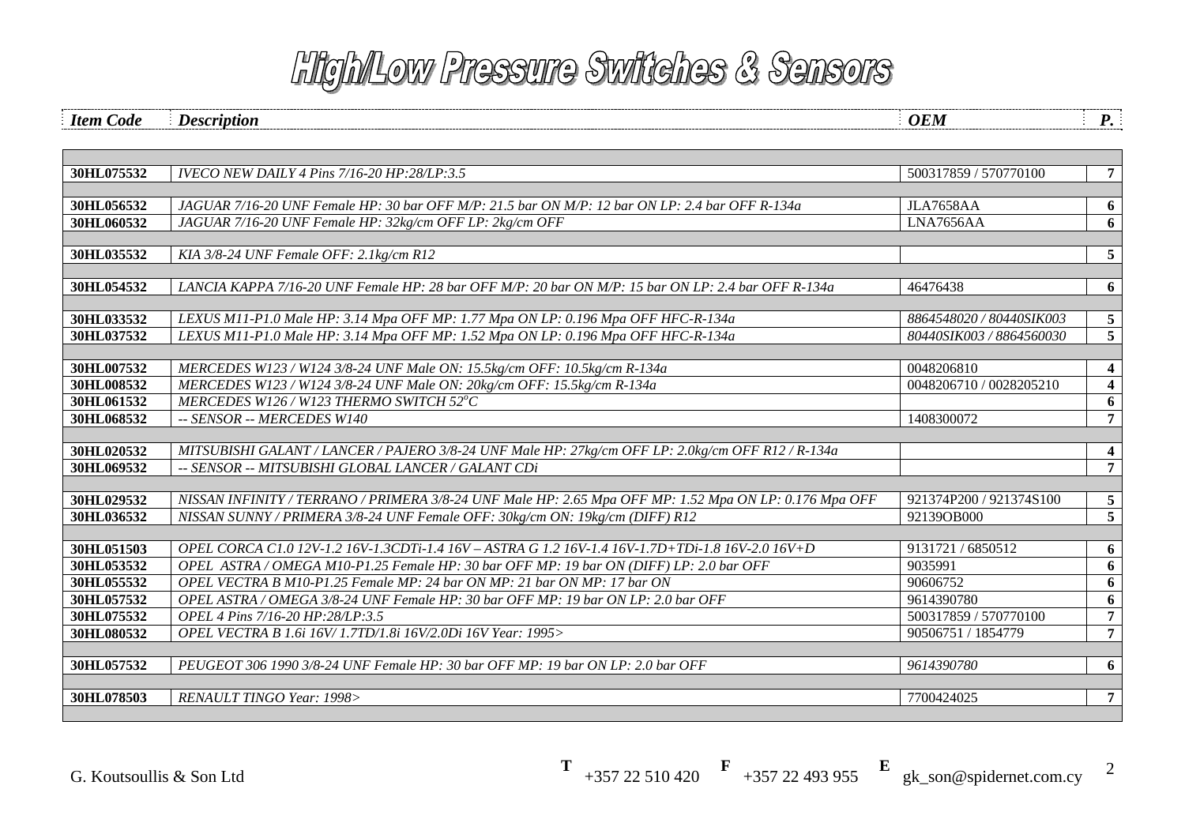# High/Low Pressure Switches & Sensors

| *Item Code* | *Description* | *OEM* | *P.* |
|---|---|---|---|
| | | | |
| **30HL075532** | *IVECO NEW DAILY 4 Pins 7/16-20 HP:28/LP:3.5* | 500317859 / 570770100 | **7** |
| | | | |
| **30HL056532** | *JAGUAR 7/16-20 UNF Female HP: 30 bar OFF M/P: 21.5 bar ON M/P: 12 bar ON LP: 2.4 bar OFF R-134a* | JLA7658AA | **6** |
| **30HL060532** | *JAGUAR 7/16-20 UNF Female HP: 32kg/cm OFF LP: 2kg/cm OFF* | LNA7656AA | **6** |
| | | | |
| **30HL035532** | *KIA 3/8-24 UNF Female OFF: 2.1kg/cm R12* | | **5** |
| | | | |
| **30HL054532** | *LANCIA KAPPA 7/16-20 UNF Female HP: 28 bar OFF M/P: 20 bar ON M/P: 15 bar ON LP: 2.4 bar OFF R-134a* | 46476438 | **6** |
| | | | |
| **30HL033532** | *LEXUS M11-P1.0 Male HP: 3.14 Mpa OFF MP: 1.77 Mpa ON LP: 0.196 Mpa OFF HFC-R-134a* | *8864548020 / 80440SIK003* | **5** |
| **30HL037532** | *LEXUS M11-P1.0 Male HP: 3.14 Mpa OFF MP: 1.52 Mpa ON LP: 0.196 Mpa OFF HFC-R-134a* | *80440SIK003 / 8864560030* | **5** |
| | | | |
| **30HL007532** | *MERCEDES W123 / W124 3/8-24 UNF Male ON: 15.5kg/cm OFF: 10.5kg/cm R-134a* | 0048206810 | **4** |
| **30HL008532** | *MERCEDES W123 / W124 3/8-24 UNF Male ON: 20kg/cm OFF: 15.5kg/cm R-134a* | 0048206710 / 0028205210 | **4** |
| **30HL061532** | *MERCEDES W126 / W123 THERMO SWITCH 52°C* | | **6** |
| **30HL068532** | *-- SENSOR -- MERCEDES W140* | 1408300072 | **7** |
| | | | |
| **30HL020532** | *MITSUBISHI GALANT / LANCER / PAJERO 3/8-24 UNF Male HP: 27kg/cm OFF LP: 2.0kg/cm OFF R12 / R-134a* | | **4** |
| **30HL069532** | *-- SENSOR -- MITSUBISHI GLOBAL LANCER / GALANT CDi* | | **7** |
| | | | |
| **30HL029532** | *NISSAN INFINITY / TERRANO / PRIMERA 3/8-24 UNF Male HP: 2.65 Mpa OFF MP: 1.52 Mpa ON LP: 0.176 Mpa OFF* | 921374P200 / 921374S100 | **5** |
| **30HL036532** | *NISSAN SUNNY / PRIMERA 3/8-24 UNF Female OFF: 30kg/cm ON: 19kg/cm (DIFF) R12* | 92139OB000 | **5** |
| | | | |
| **30HL051503** | *OPEL CORCA C1.0 12V-1.2 16V-1.3CDTi-1.4 16V – ASTRA G 1.2 16V-1.4 16V-1.7D+TDi-1.8 16V-2.0 16V+D* | 9131721 / 6850512 | **6** |
| **30HL053532** | *OPEL ASTRA / OMEGA M10-P1.25 Female HP: 30 bar OFF MP: 19 bar ON (DIFF) LP: 2.0 bar OFF* | 9035991 | **6** |
| **30HL055532** | *OPEL VECTRA B M10-P1.25 Female MP: 24 bar ON MP: 21 bar ON MP: 17 bar ON* | 90606752 | **6** |
| **30HL057532** | *OPEL ASTRA / OMEGA 3/8-24 UNF Female HP: 30 bar OFF MP: 19 bar ON LP: 2.0 bar OFF* | 9614390780 | **6** |
| **30HL075532** | *OPEL 4 Pins 7/16-20 HP:28/LP:3.5* | 500317859 / 570770100 | **7** |
| **30HL080532** | *OPEL VECTRA B 1.6i 16V/ 1.7TD/1.8i 16V/2.0Di 16V Year: 1995>* | 90506751 / 1854779 | **7** |
| | | | |
| **30HL057532** | *PEUGEOT 306 1990 3/8-24 UNF Female HP: 30 bar OFF MP: 19 bar ON LP: 2.0 bar OFF* | *9614390780* | **6** |
| | | | |
| **30HL078503** | *RENAULT TINGO Year: 1998>* | 7700424025 | **7** |

G. Koutsoullis & Son Ltd **T** +357 22 510 420 **F** +357 22 493 955 **E** gk_son@spidernet.com.cy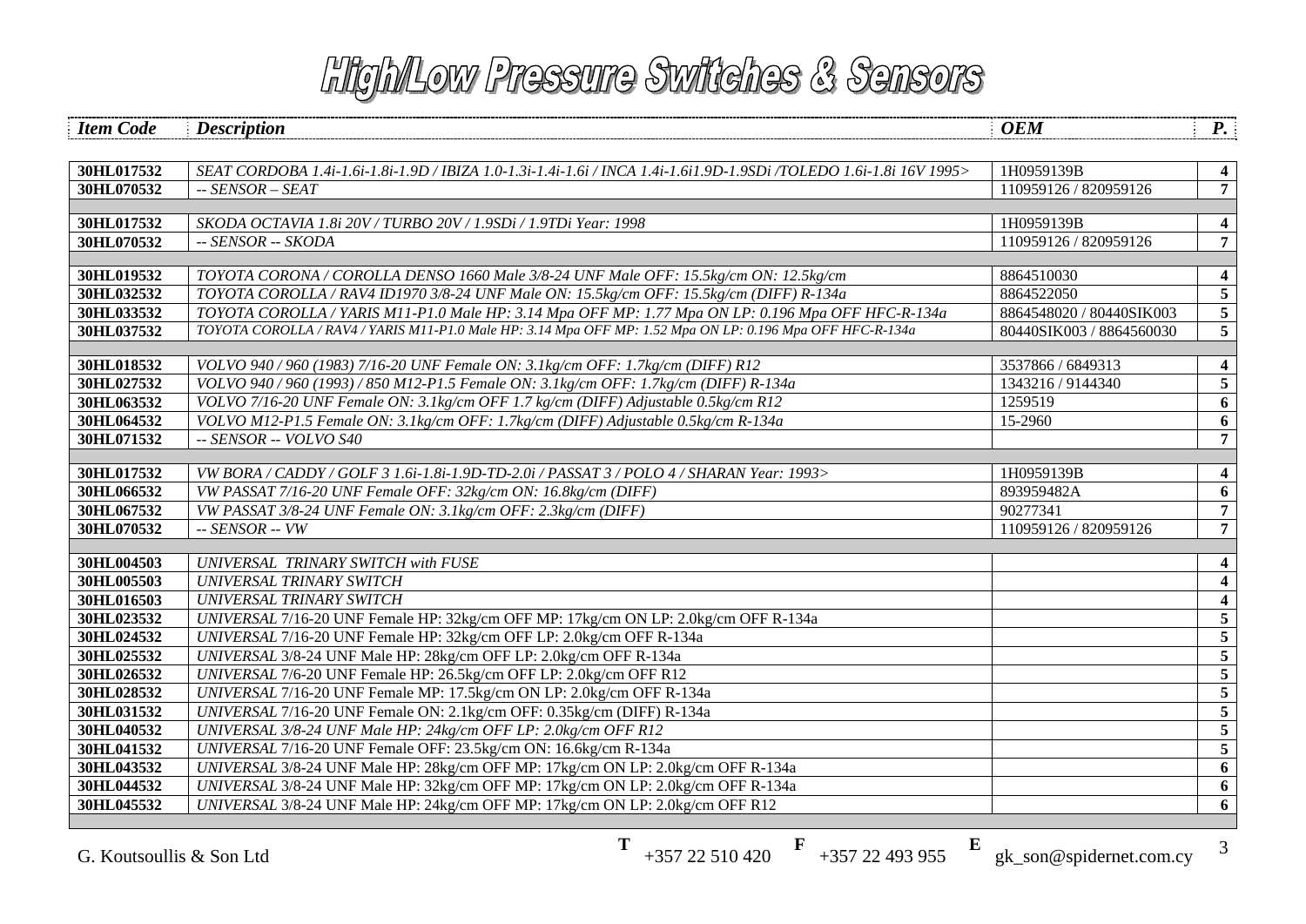# High/Low Pressure Switches & Sensors

| *Item Code* | *Description* | *OEM* | *P.* |
|---|---|---|---|
| **30HL017532** | *SEAT CORDOBA 1.4i-1.6i-1.8i-1.9D / IBIZA 1.0-1.3i-1.4i-1.6i / INCA 1.4i-1.6i1.9D-1.9SDi /TOLEDO 1.6i-1.8i 16V 1995>* | 1H0959139B | **4** |
| **30HL070532** | *-- SENSOR – SEAT* | 110959126 / 820959126 | **7** |
| | | | |
| **30HL017532** | *SKODA OCTAVIA 1.8i 20V / TURBO 20V / 1.9SDi / 1.9TDi Year: 1998* | 1H0959139B | **4** |
| **30HL070532** | *-- SENSOR -- SKODA* | 110959126 / 820959126 | **7** |
| | | | |
| **30HL019532** | *TOYOTA CORONA / COROLLA DENSO 1660 Male 3/8-24 UNF Male OFF: 15.5kg/cm ON: 12.5kg/cm* | 8864510030 | **4** |
| **30HL032532** | *TOYOTA COROLLA / RAV4 ID1970 3/8-24 UNF Male ON: 15.5kg/cm OFF: 15.5kg/cm (DIFF) R-134a* | 8864522050 | **5** |
| **30HL033532** | *TOYOTA COROLLA / YARIS M11-P1.0 Male HP: 3.14 Mpa OFF MP: 1.77 Mpa ON LP: 0.196 Mpa OFF HFC-R-134a* | 8864548020 / 80440SIK003 | **5** |
| **30HL037532** | *TOYOTA COROLLA / RAV4 / YARIS M11-P1.0 Male HP: 3.14 Mpa OFF MP: 1.52 Mpa ON LP: 0.196 Mpa OFF HFC-R-134a* | 80440SIK003 / 8864560030 | **5** |
| | | | |
| **30HL018532** | *VOLVO 940 / 960 (1983) 7/16-20 UNF Female ON: 3.1kg/cm OFF: 1.7kg/cm (DIFF) R12* | 3537866 / 6849313 | **4** |
| **30HL027532** | *VOLVO 940 / 960 (1993) / 850 M12-P1.5 Female ON: 3.1kg/cm OFF: 1.7kg/cm (DIFF) R-134a* | 1343216 / 9144340 | **5** |
| **30HL063532** | *VOLVO 7/16-20 UNF Female ON: 3.1kg/cm OFF 1.7 kg/cm (DIFF) Adjustable 0.5kg/cm R12* | 1259519 | **6** |
| **30HL064532** | *VOLVO M12-P1.5 Female ON: 3.1kg/cm OFF: 1.7kg/cm (DIFF) Adjustable 0.5kg/cm R-134a* | 15-2960 | **6** |
| **30HL071532** | *-- SENSOR -- VOLVO S40* | | **7** |
| | | | |
| **30HL017532** | *VW BORA / CADDY / GOLF 3 1.6i-1.8i-1.9D-TD-2.0i / PASSAT 3 / POLO 4 / SHARAN Year: 1993>* | 1H0959139B | **4** |
| **30HL066532** | *VW PASSAT 7/16-20 UNF Female OFF: 32kg/cm ON: 16.8kg/cm (DIFF)* | 893959482A | **6** |
| **30HL067532** | *VW PASSAT 3/8-24 UNF Female ON: 3.1kg/cm OFF: 2.3kg/cm (DIFF)* | 90277341 | **7** |
| **30HL070532** | *-- SENSOR -- VW* | 110959126 / 820959126 | **7** |
| | | | |
| **30HL004503** | *UNIVERSAL TRINARY SWITCH with FUSE* | | **4** |
| **30HL005503** | *UNIVERSAL TRINARY SWITCH* | | **4** |
| **30HL016503** | *UNIVERSAL TRINARY SWITCH* | | **4** |
| **30HL023532** | *UNIVERSAL* 7/16-20 UNF Female HP: 32kg/cm OFF MP: 17kg/cm ON LP: 2.0kg/cm OFF R-134a | | **5** |
| **30HL024532** | *UNIVERSAL* 7/16-20 UNF Female HP: 32kg/cm OFF LP: 2.0kg/cm OFF R-134a | | **5** |
| **30HL025532** | *UNIVERSAL* 3/8-24 UNF Male HP: 28kg/cm OFF LP: 2.0kg/cm OFF R-134a | | **5** |
| **30HL026532** | *UNIVERSAL* 7/6-20 UNF Female HP: 26.5kg/cm OFF LP: 2.0kg/cm OFF R12 | | **5** |
| **30HL028532** | *UNIVERSAL* 7/16-20 UNF Female MP: 17.5kg/cm ON LP: 2.0kg/cm OFF R-134a | | **5** |
| **30HL031532** | *UNIVERSAL* 7/16-20 UNF Female ON: 2.1kg/cm OFF: 0.35kg/cm (DIFF) R-134a | | **5** |
| **30HL040532** | *UNIVERSAL 3/8-24 UNF Male HP: 24kg/cm OFF LP: 2.0kg/cm OFF R12* | | **5** |
| **30HL041532** | *UNIVERSAL* 7/16-20 UNF Female OFF: 23.5kg/cm ON: 16.6kg/cm R-134a | | **5** |
| **30HL043532** | *UNIVERSAL* 3/8-24 UNF Male HP: 28kg/cm OFF MP: 17kg/cm ON LP: 2.0kg/cm OFF R-134a | | **6** |
| **30HL044532** | *UNIVERSAL* 3/8-24 UNF Male HP: 32kg/cm OFF MP: 17kg/cm ON LP: 2.0kg/cm OFF R-134a | | **6** |
| **30HL045532** | *UNIVERSAL* 3/8-24 UNF Male HP: 24kg/cm OFF MP: 17kg/cm ON LP: 2.0kg/cm OFF R12 | | **6** |

G. Koutsoullis & Son Ltd **T** +357 22 510 420 **F** +357 22 493 955 **E** gk_son@spidernet.com.cy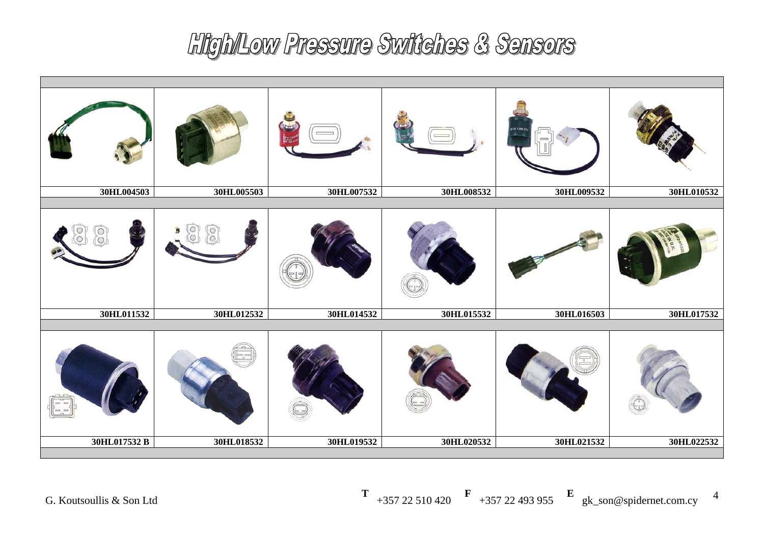# High/Low Pressure Switches & Sensors

| | | | | | |
|---|---|---|---|---|---|
| 30HL004503 | 30HL005503 | 30HL007532 | 30HL008532 | 30HL009532 | 30HL010532 |
| 30HL011532 | 30HL012532 | 30HL014532 | 30HL015532 | 30HL016503 | 30HL017532 |
| 30HL017532 B | 30HL018532 | 30HL019532 | 30HL020532 | 30HL021532 | 30HL022532 |

G. Koutsoullis & Son Ltd **T** +357 22 510 420 **F** +357 22 493 955 **E** gk_son@spidernet.com.cy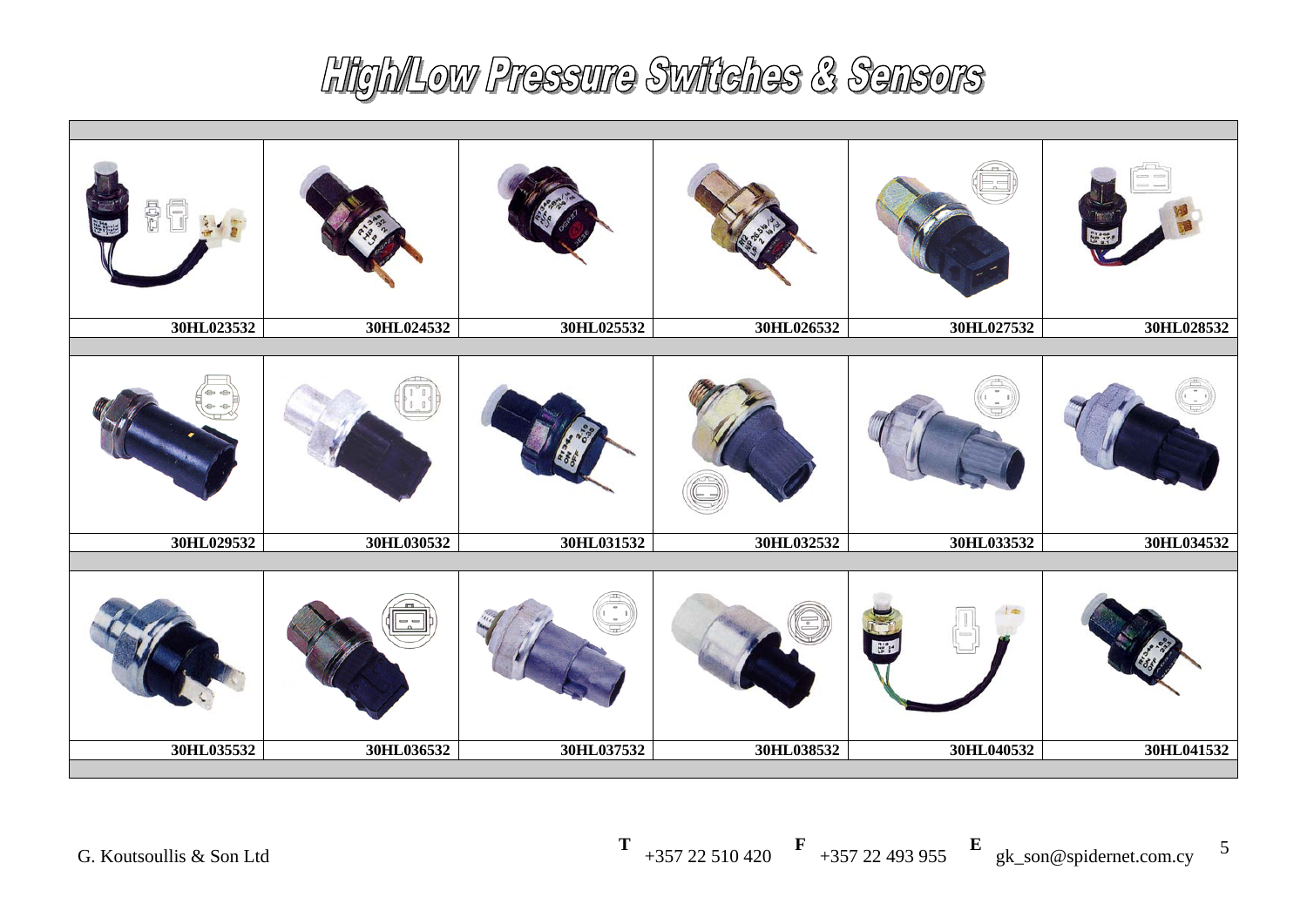# High/Low Pressure Switches & Sensors

| | | | | | |
|---|---|---|---|---|---|
| 30HL023532 | 30HL024532 | 30HL025532 | 30HL026532 | 30HL027532 | 30HL028532 |
| 30HL029532 | 30HL030532 | 30HL031532 | 30HL032532 | 30HL033532 | 30HL034532 |
| 30HL035532 | 30HL036532 | 30HL037532 | 30HL038532 | 30HL040532 | 30HL041532 |

G. Koutsoullis & Son Ltd **T** +357 22 510 420 **F** +357 22 493 955 **E** gk_son@spidernet.com.cy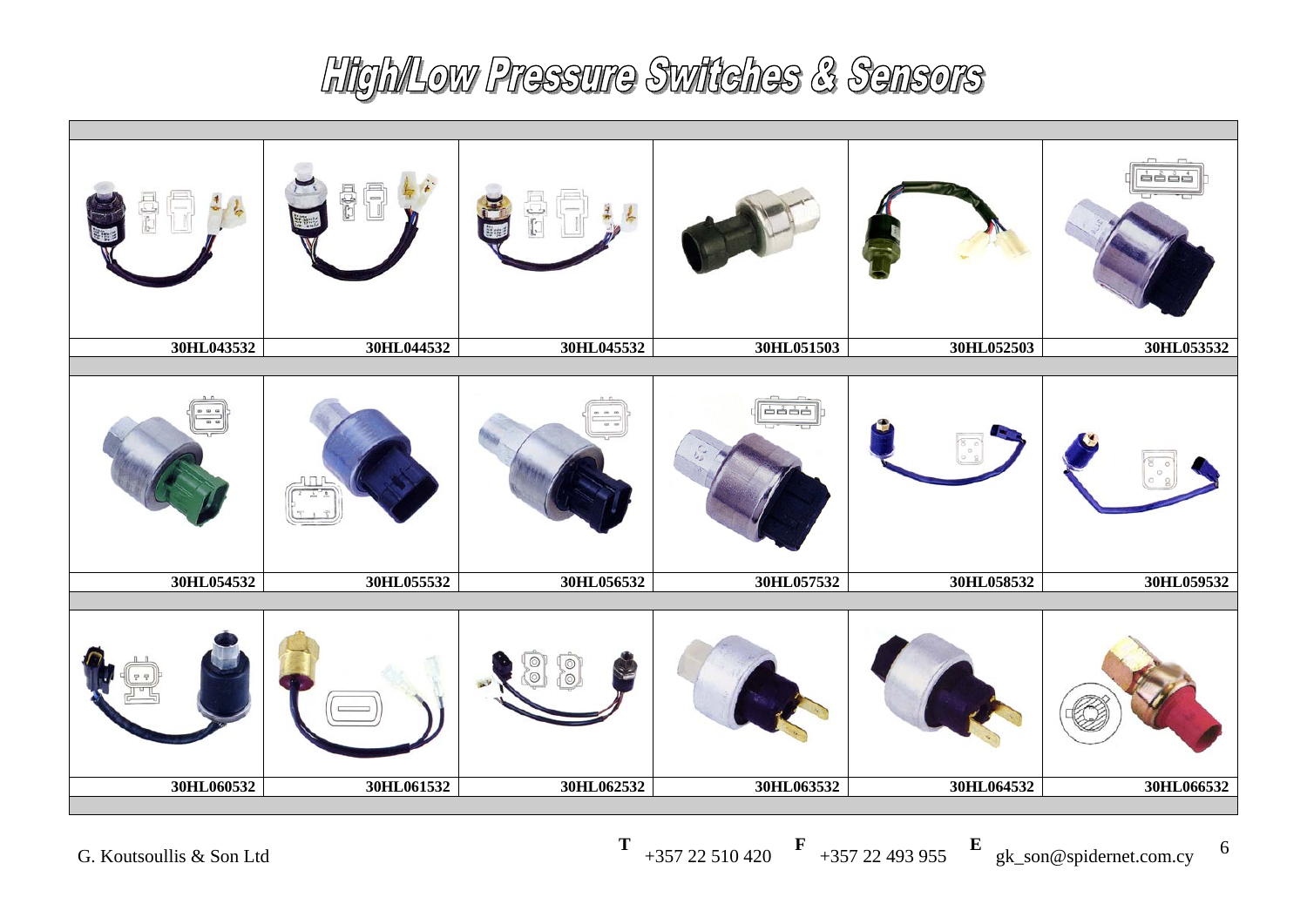# High/Low Pressure Switches & Sensors

| 30HL043532 | 30HL044532 | 30HL045532 | 30HL051503 | 30HL052503 | 30HL053532 |
|---|---|---|---|---|---|
| 30HL054532 | 30HL055532 | 30HL056532 | 30HL057532 | 30HL058532 | 30HL059532 |
| 30HL060532 | 30HL061532 | 30HL062532 | 30HL063532 | 30HL064532 | 30HL066532 |

G. Koutsoullis & Son Ltd **T** +357 22 510 420 **F** +357 22 493 955 **E** gk_son@spidernet.com.cy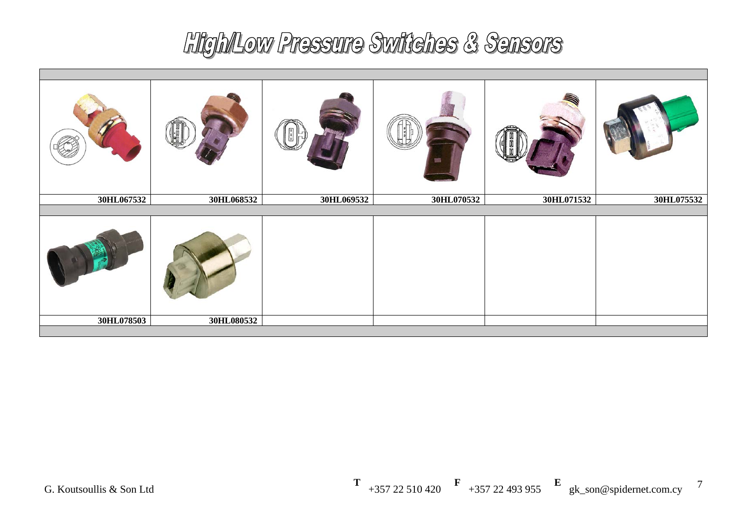# High/Low Pressure Switches & Sensors

| | | | | | |
|---|---|---|---|---|---|
| 30HL067532 | 30HL068532 | 30HL069532 | 30HL070532 | 30HL071532 | 30HL075532 |
| 30HL078503 | 30HL080532 | | | | |

G. Koutsoullis & Son Ltd

**T** +357 22 510 420 **F** +357 22 493 955 **E** gk_son@spidernet.com.cy